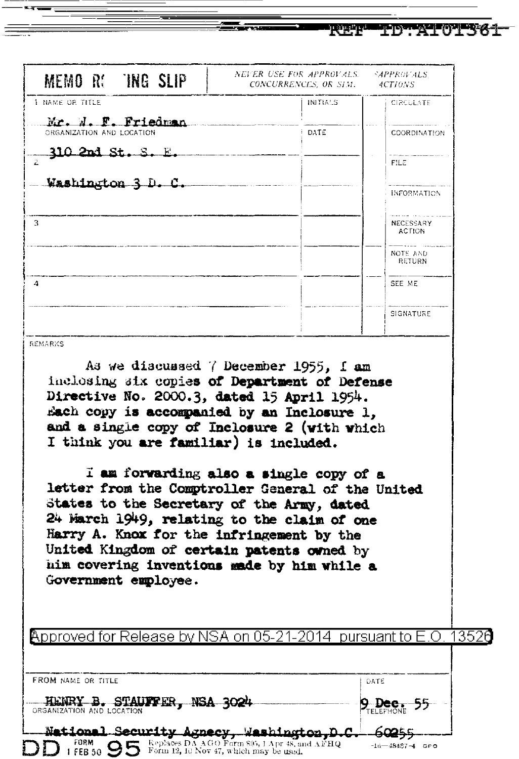REF ID:A101361

**MEMO ROUTING SLIP**

*NEVER USE FOR APPROVALS, CONCURRENCES, OR SIMILAR ACTIONS*

| 1 NAME OR TITLE | INITIALS | | CIRCULATE |
|---|---|---|---|
| Mr. W. F. Friedman | | | |
| ORGANIZATION AND LOCATION | DATE | | COORDINATION |
| 310 2nd St. S. E. | | | |
| 2 | | | FILE |
| Washington 3 D. C. | | | INFORMATION |
| 3 | | | NECESSARY ACTION |
| | | | NOTE AND RETURN |
| 4 | | | SEE ME |
| | | | SIGNATURE |

REMARKS

As we discussed 7 December 1955, I am inclosing six copies of Department of Defense Directive No. 2000.3, dated 15 April 1954. Each copy is accompanied by an Inclosure 1, and a single copy of Inclosure 2 (with which I think you are familiar) is included.

I am forwarding also a single copy of a letter from the Comptroller General of the United States to the Secretary of the Army, dated 24 March 1949, relating to the claim of one Harry A. Knox for the infringement by the United Kingdom of certain patents owned by him covering inventions made by him while a Government employee.

Approved for Release by NSA on 05-21-2014 pursuant to E.O. 13526

| FROM NAME OR TITLE | DATE |
|---|---|
| HENRY B. STAUFFER, NSA 3024 | 9 Dec. 55 |
| ORGANIZATION AND LOCATION | TELEPHONE |
| National Security Agency, Washington, D.C. | 60255 |

DD FORM 1 FEB 50 95 Replaces DA AGO Form 895, 1 Apr 48, and AFHQ Form 12, 10 Nov 47, which may be used.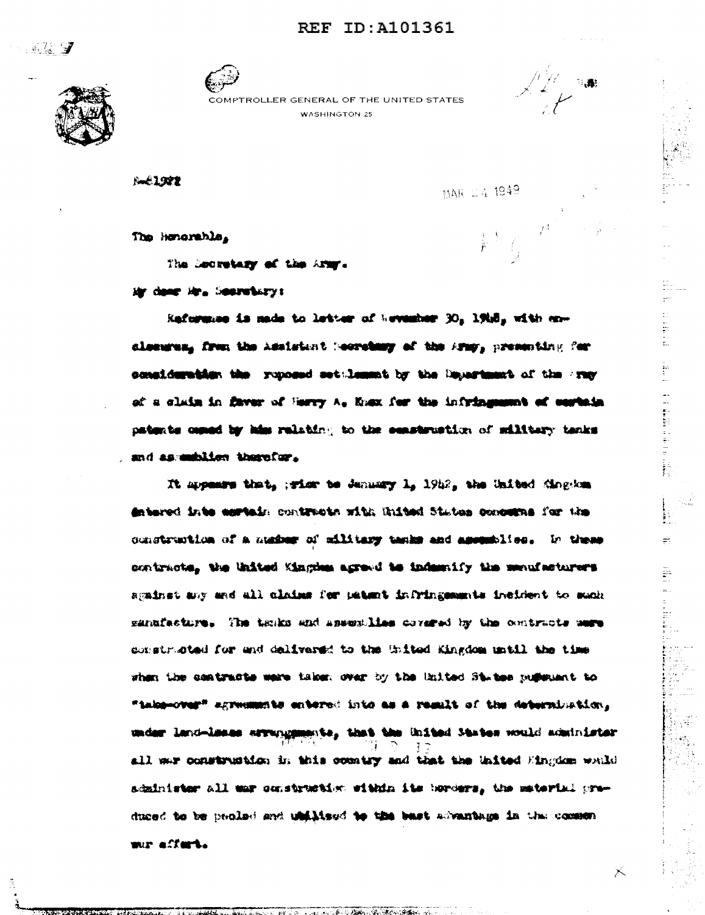REF ID:A101361

COMPTROLLER GENERAL OF THE UNITED STATES
WASHINGTON 25

B-81972

MAR 24 1949

The Honorable,

The Secretary of the Army.

My dear Mr. Secretary:

Reference is made to letter of November 30, 1948, with enclosures, from the Assistant Secretary of the Army, presenting for consideration the proposed settlement by the Department of the Army of a claim in favor of Harry A. Knox for the infringement of certain patents owned by him relating to the construction of military tanks and assemblies therefor.

It appears that, prior to January 1, 1942, the United Kingdom entered into certain contracts with United States concerns for the construction of a number of military tanks and assemblies. In these contracts, the United Kingdom agreed to indemnify the manufacturers against any and all claims for patent infringements incident to such manufacture. The tanks and assemblies covered by the contracts were constructed for and delivered to the United Kingdom until the time when the contracts were taken over by the United States pursuant to "take-over" agreements entered into as a result of the determination, under land-lease arrangements, that the United States would administer all war construction in this country and that the United Kingdom would administer all war construction within its borders, the material produced to be pooled and utilized to the best advantage in the common war effort.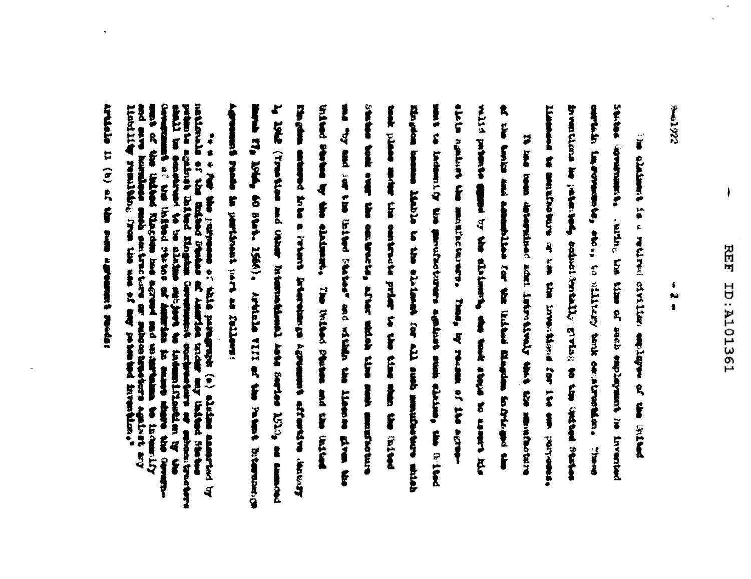The claimant is a retired civilian employee of the United States Government. During the time of such employment he invented certain improvements, etc., to military tank construction. These inventions he patented, coincidentally giving to the United States licenses to manufacture or use the inventions for its own purposes.

It has been determined administratively that the manufacturers of the tanks and assemblies for the United Kingdom infringed the valid patents owned by the claimant, who took steps to assert his claim against the manufacturers. Thus, by reason of the agreement to indemnify the manufacturers against such claims, the United Kingdom became liable to the claimant for all such manufacture which took place under the contracts prior to the time when the United States took over the contracts, after which time such manufacture was "by and for the United States" and within the license given the United States by the claimant. The United States and the United Kingdom entered into a Patent Interchange Agreement effective January 1, 1942 (Treaties and Other International Acts Series 1513, as amended March 27, 1946, 60 Stat. 1566). Article VIII of the Patent Interchange Agreement reads in pertinent part as follows:

"* * * For the purposes of this paragraph (a) claims asserted by nationals of the United States of America under any United States patents against United Kingdom Government contractors or subcontractors shall be construed to be claims subject to indemnification by the Government of the United States of America in cases where the Government of the United Kingdom has agreed and undertaken to indemnify and save harmless such contractors or subcontractors against any liability resulting from the use of any patented invention."

Article II (b) of the same agreement reads: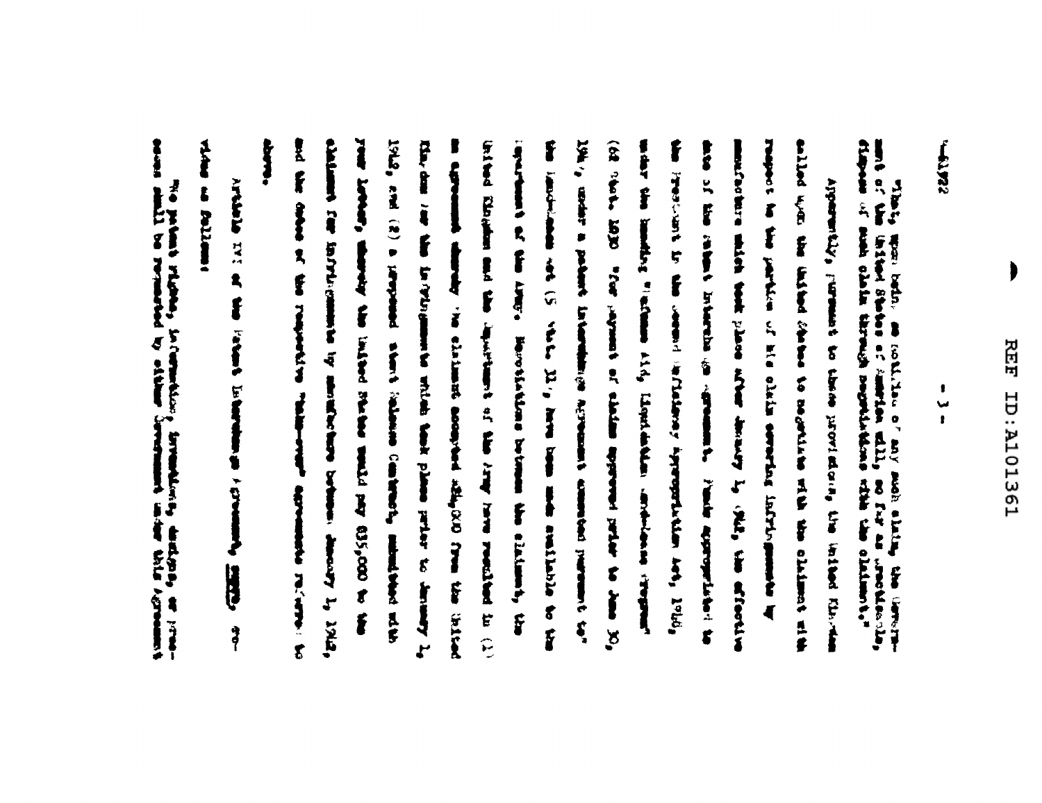REF ID:A101361

That, upon behalf, as notified of any such claim, the Government of the United States of America will, so far as practicable, dispose of such claim through negotiations with the claimant."

Apparently, pursuant to these provisions, the United Kingdom called upon the United States to negotiate with the claimant with respect to the portion of his claim covering infringements by manufacture which took place after January 1, 1942, the effective date of the patent interchange agreement. Funds appropriated to the President in the Second Deficiency Appropriation Act, 1948, under the heading "Defense Aid, Liquidation, Lend-Lease Program" (62 Stat. 1030) "for payment of claims approved prior to June 30, 1948, under a patent interchange agreement executed pursuant to" the Lend-Lease Act (55 Stat. 31), have been made available to the Department of the Army. Negotiations between the claimant, the United Kingdom and the Department of the Army have resulted in (1) an agreement whereby the claimant accepted $65,000 from the United Kingdom for the infringements which took place prior to January 1, 1942, and (2) a proposed Short Release Contract, submitted with your letter, whereby the United States would pay $35,000 to the claimant for infringements by manufacture between January 1, 1942, and the dates of the respective wind-over agreements referred to above.

Article XVI of the Patent Interchange Agreement, supra, provides as follows:

"No patent rights, information, inventions, designs, or processes shall be furnished by either Government under this Agreement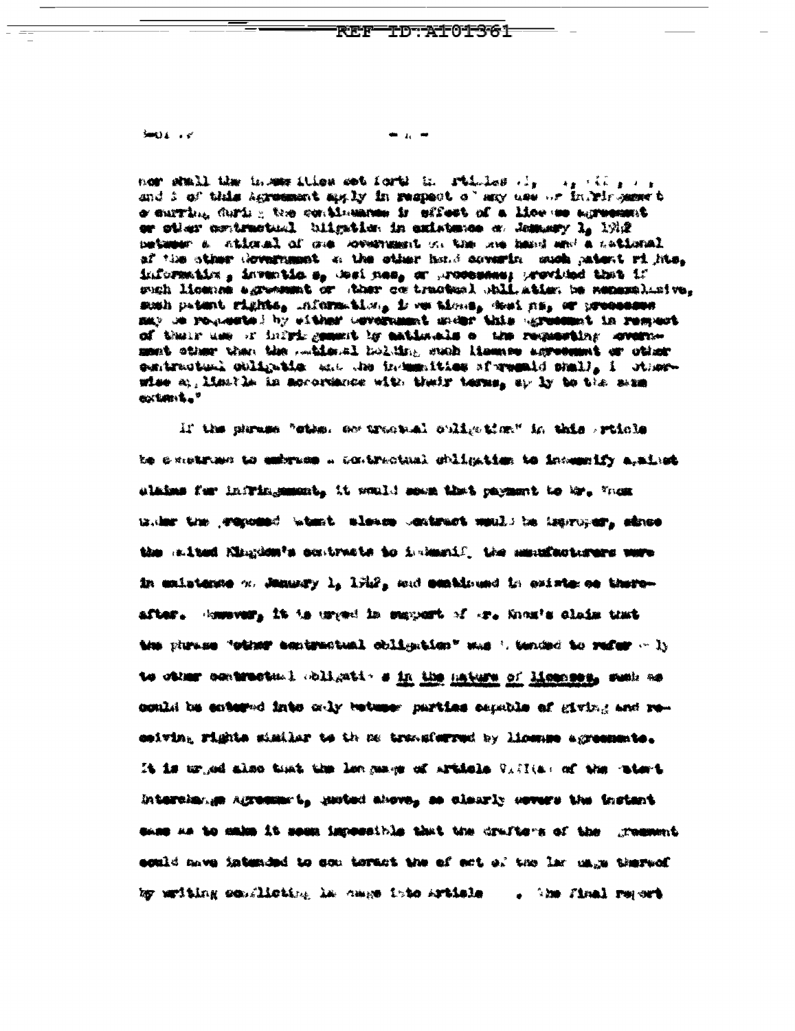nor shall the indemnities set forth in Articles 1, , 11, , and 5 of this Agreement apply in respect of any use or infringement occurring during the continuance in effect of a license agreement or other contractual obligation in existence on January 1, 1942 between a national of one Government on the one hand and a national of the other Government on the other hand covering such patent rights, information, inventions, designs, or processes; provided that if such license agreement or other contractual obligation be nonexclusive, such patent rights, information, inventions, designs, or processes may be requested by either Government under this Agreement in respect of their use or infringement by nationals of the requesting Government other than the national holding such license agreement or other contractual obligation and the indemnities aforesaid shall, if otherwise applicable in accordance with their terms, apply to the same extent."

If the phrase "other contractual obligation" in this Article be construed to embrace a contractual obligation to indemnify against claims for infringement, it would seem that payment to Mr. Knox under the proposed patent release contract would be improper, since the United Kingdom's contracts to indemnify the manufacturers were in existence on January 1, 1942, and continued in existence thereafter. However, it is urged in support of Mr. Knox's claim that the phrase "other contractual obligation" was intended to refer only to other contractual obligations in the nature of licenses, such as could be entered into only between parties capable of giving and receiving rights similar to those transferred by license agreements. It is urged also that the language of Article V.(1)(a) of the Patent Interchange Agreement, quoted above, so clearly covers the instant case as to make it seem impossible that the drafters of the Agreement could have intended to counteract the effect of the language thereof by writing conflicting language into Article . The final report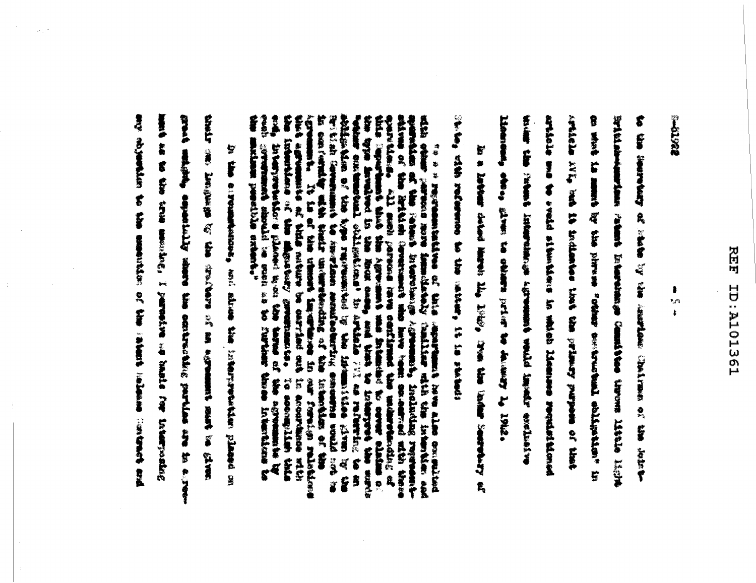B-81968

to the Secretary of State by the American Chairman of the Joint British-American Patent Interchange Committee throws little light on what is meant by the phrase "other contractual obligation" in Article XVI, but it indicates that the primary purpose of that article was to avoid situations in which licenses requisitioned under the Patent Interchange Agreement would impair exclusive licenses, etc., given to others prior to January 1, 1942.

In a letter dated March 14, 1949, from the Under Secretary of State, with reference to the matter, it is stated:

> "* * * representatives of this Department have also consulted with other persons more immediately familiar with the intention and operation of the Patent Interchange Agreement, including representatives of the British Government who have been concerned with these operations. All such persons have confirmed the understanding of this Department that the Agreement was intended to cover claims of the type involved in the Hebern case, and that to interpret the words 'other contractual obligations' in Article XVI as referring to an obligation of the type represented by the indemnities given by the British Government to American manufacturing concerns would not be in conformity with their understanding of the intention of the Agreement. It is of the utmost importance in our foreign relations that agreements of this nature be carried out in accordance with the intentions of the signatory governments. To accomplish this end, interpretations placed upon the terms of the agreements by each Government should be such as to further those intentions to the maximum possible extent."

In the circumstances, and since the interpretation placed on their own language by the drafters of an agreement must be given great weight, especially where the contracting parties are in agreement as to the true meaning, I perceive no basis for interposing any objection to the execution of the Patent Release Contract and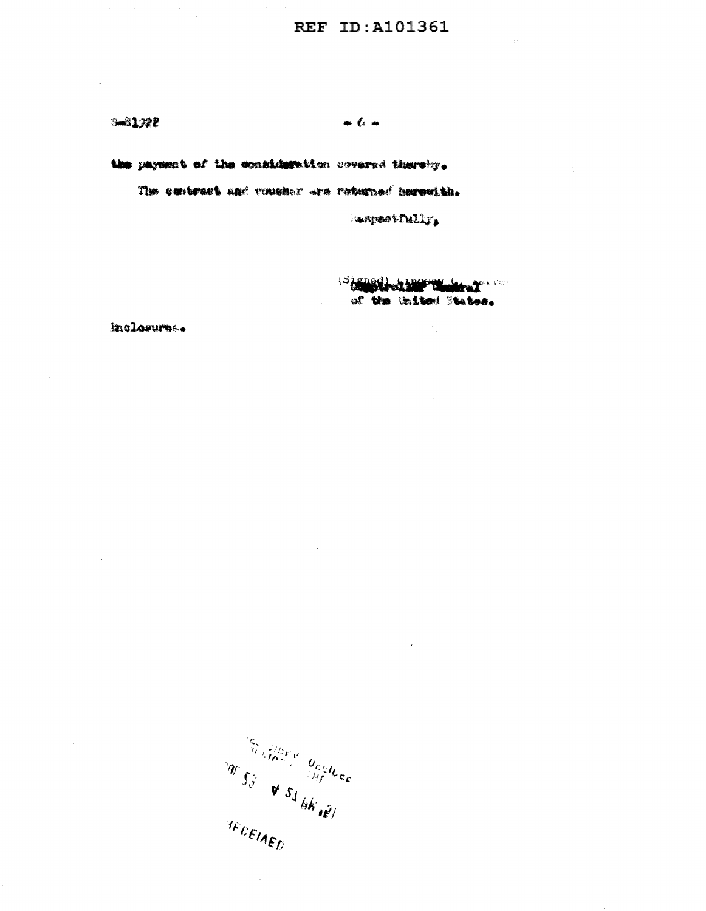B-31722

the payment of the consideration covered thereby.

The contract and voucher are returned herewith.

Respectfully,

(Signed) Lindsay C. Warren
Comptroller General
of the United States.

Enclosures.

RECEIVED